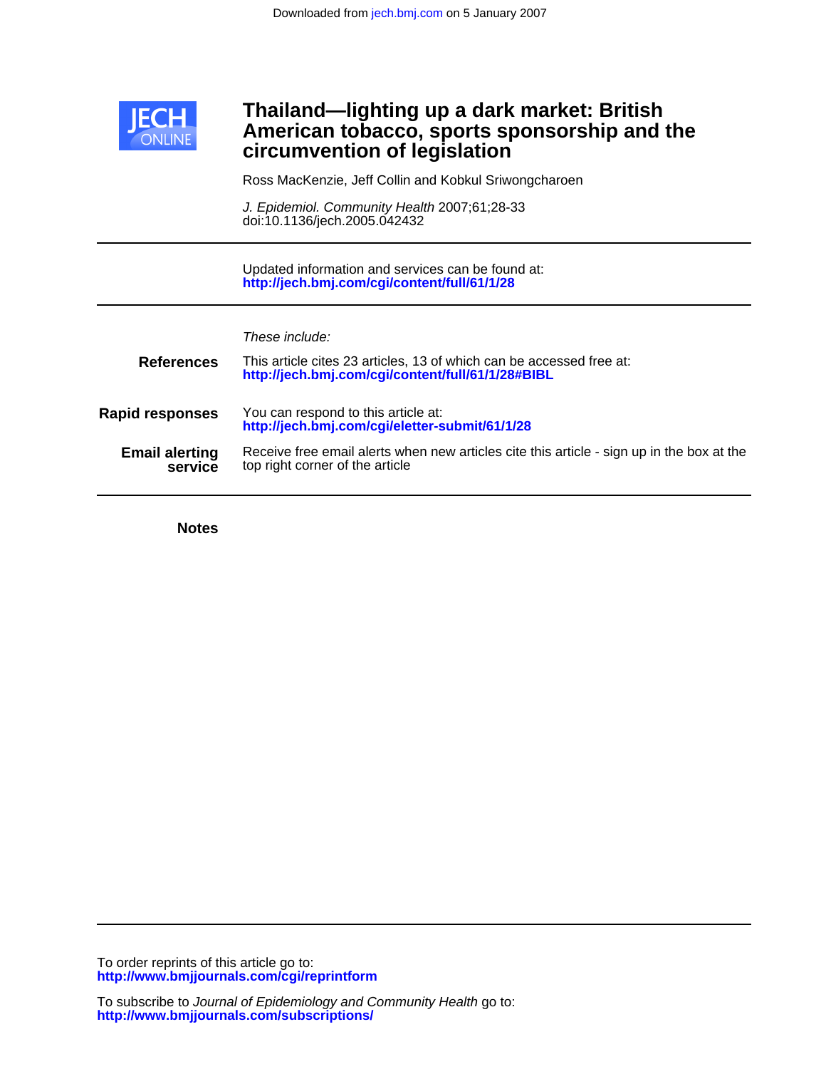Downloaded from jech.bmj.com on 5 January 2007

JECH ONLINE

# Thailand—lighting up a dark market: British American tobacco, sports sponsorship and the circumvention of legislation

Ross MacKenzie, Jeff Collin and Kobkul Sriwongcharoen

*J. Epidemiol. Community Health* 2007;61;28-33
doi:10.1136/jech.2005.042432

---

Updated information and services can be found at:
**http://jech.bmj.com/cgi/content/full/61/1/28**

---

*These include:*

**References** This article cites 23 articles, 13 of which can be accessed free at:
**http://jech.bmj.com/cgi/content/full/61/1/28#BIBL**

**Rapid responses** You can respond to this article at:
**http://jech.bmj.com/cgi/eletter-submit/61/1/28**

**Email alerting service** Receive free email alerts when new articles cite this article - sign up in the box at the top right corner of the article

---

**Notes**

---

To order reprints of this article go to:
**http://www.bmjjournals.com/cgi/reprintform**

To subscribe to *Journal of Epidemiology and Community Health* go to:
**http://www.bmjjournals.com/subscriptions/**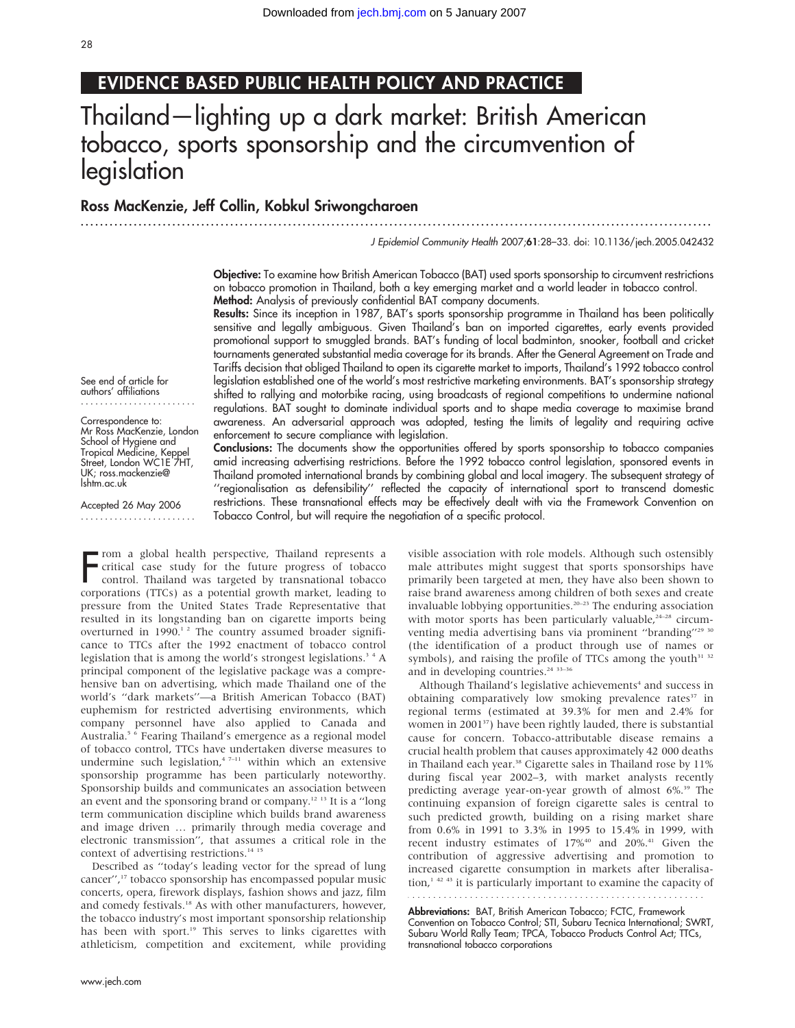# EVIDENCE BASED PUBLIC HEALTH POLICY AND PRACTICE

# Thailand—lighting up a dark market: British American tobacco, sports sponsorship and the circumvention of legislation

**Ross MacKenzie, Jeff Collin, Kobkul Sriwongcharoen**

J Epidemiol Community Health 2007;**61**:28–33. doi: 10.1136/jech.2005.042432

See end of article for authors' affiliations

Correspondence to: Mr Ross MacKenzie, London School of Hygiene and Tropical Medicine, Keppel Street, London WC1E 7HT, UK; ross.mackenzie@lshtm.ac.uk

Accepted 26 May 2006

**Objective:** To examine how British American Tobacco (BAT) used sports sponsorship to circumvent restrictions on tobacco promotion in Thailand, both a key emerging market and a world leader in tobacco control.

**Method:** Analysis of previously confidential BAT company documents.

**Results:** Since its inception in 1987, BAT's sports sponsorship programme in Thailand has been politically sensitive and legally ambiguous. Given Thailand's ban on imported cigarettes, early events provided promotional support to smuggled brands. BAT's funding of local badminton, snooker, football and cricket tournaments generated substantial media coverage for its brands. After the General Agreement on Trade and Tariffs decision that obliged Thailand to open its cigarette market to imports, Thailand's 1992 tobacco control legislation established one of the world's most restrictive marketing environments. BAT's sponsorship strategy shifted to rallying and motorbike racing, using broadcasts of regional competitions to undermine national regulations. BAT sought to dominate individual sports and to shape media coverage to maximise brand awareness. An adversarial approach was adopted, testing the limits of legality and requiring active enforcement to secure compliance with legislation.

**Conclusions:** The documents show the opportunities offered by sports sponsorship to tobacco companies amid increasing advertising restrictions. Before the 1992 tobacco control legislation, sponsored events in Thailand promoted international brands by combining global and local imagery. The subsequent strategy of "regionalisation as defensibility" reflected the capacity of international sport to transcend domestic restrictions. These transnational effects may be effectively dealt with via the Framework Convention on Tobacco Control, but will require the negotiation of a specific protocol.

From a global health perspective, Thailand represents a critical case study for the future progress of tobacco control. Thailand was targeted by transnational tobacco corporations (TTCs) as a potential growth market, leading to pressure from the United States Trade Representative that resulted in its longstanding ban on cigarette imports being overturned in 1990.[1 2] The country assumed broader significance to TTCs after the 1992 enactment of tobacco control legislation that is among the world's strongest legislations.[3 4] A principal component of the legislative package was a comprehensive ban on advertising, which made Thailand one of the world's "dark markets"—a British American Tobacco (BAT) euphemism for restricted advertising environments, which company personnel have also applied to Canada and Australia.[5 6] Fearing Thailand's emergence as a regional model of tobacco control, TTCs have undertaken diverse measures to undermine such legislation,[4 7–11] within which an extensive sponsorship programme has been particularly noteworthy. Sponsorship builds and communicates an association between an event and the sponsoring brand or company.[12 13] It is a "long term communication discipline which builds brand awareness and image driven … primarily through media coverage and electronic transmission", that assumes a critical role in the context of advertising restrictions.[14 15]

Described as "today's leading vector for the spread of lung cancer",[17] tobacco sponsorship has encompassed popular music concerts, opera, firework displays, fashion shows and jazz, film and comedy festivals.[18] As with other manufacturers, however, the tobacco industry's most important sponsorship relationship has been with sport.[19] This serves to links cigarettes with athleticism, competition and excitement, while providing visible association with role models. Although such ostensibly male attributes might suggest that sports sponsorships have primarily been targeted at men, they have also been shown to raise brand awareness among children of both sexes and create invaluable lobbying opportunities.[20–23] The enduring association with motor sports has been particularly valuable,[24–28] circumventing media advertising bans via prominent "branding"[29 30] (the identification of a product through use of names or symbols), and raising the profile of TTCs among the youth[31 32] and in developing countries.[24 33–36]

Although Thailand's legislative achievements[4] and success in obtaining comparatively low smoking prevalence rates[37] in regional terms (estimated at 39.3% for men and 2.4% for women in 2001[37]) have been rightly lauded, there is substantial cause for concern. Tobacco-attributable disease remains a crucial health problem that causes approximately 42 000 deaths in Thailand each year.[38] Cigarette sales in Thailand rose by 11% during fiscal year 2002–3, with market analysts recently predicting average year-on-year growth of almost 6%.[39] The continuing expansion of foreign cigarette sales is central to such predicted growth, building on a rising market share from 0.6% in 1991 to 3.3% in 1995 to 15.4% in 1999, with recent industry estimates of 17%[40] and 20%.[41] Given the contribution of aggressive advertising and promotion to increased cigarette consumption in markets after liberalisation,[1 42 43] it is particularly important to examine the capacity of

**Abbreviations:** BAT, British American Tobacco; FCTC, Framework Convention on Tobacco Control; STI, Subaru Tecnica International; SWRT, Subaru World Rally Team; TPCA, Tobacco Products Control Act; TTCs, transnational tobacco corporations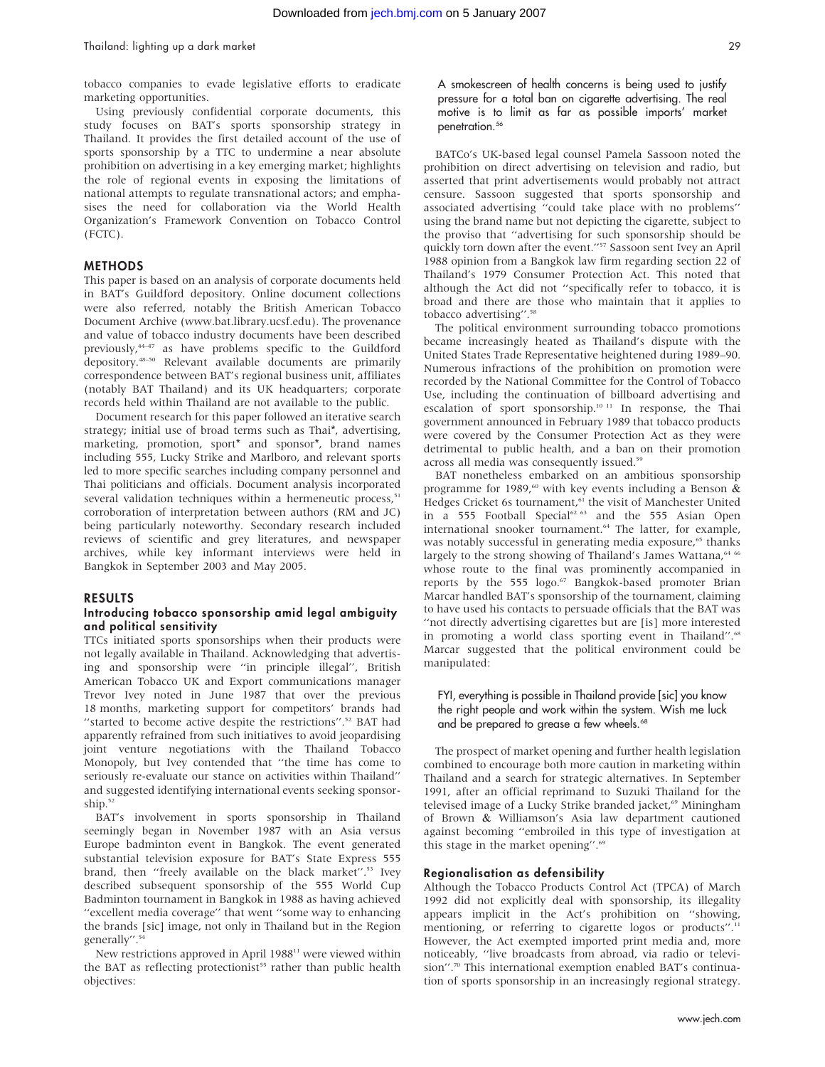tobacco companies to evade legislative efforts to eradicate marketing opportunities.

Using previously confidential corporate documents, this study focuses on BAT's sports sponsorship strategy in Thailand. It provides the first detailed account of the use of sports sponsorship by a TTC to undermine a near absolute prohibition on advertising in a key emerging market; highlights the role of regional events in exposing the limitations of national attempts to regulate transnational actors; and emphasises the need for collaboration via the World Health Organization's Framework Convention on Tobacco Control (FCTC).

## METHODS

This paper is based on an analysis of corporate documents held in BAT's Guildford depository. Online document collections were also referred, notably the British American Tobacco Document Archive (www.bat.library.ucsf.edu). The provenance and value of tobacco industry documents have been described previously,[44–47] as have problems specific to the Guildford depository.[48–50] Relevant available documents are primarily correspondence between BAT's regional business unit, affiliates (notably BAT Thailand) and its UK headquarters; corporate records held within Thailand are not available to the public.

Document research for this paper followed an iterative search strategy; initial use of broad terms such as Thai*, advertising, marketing, promotion, sport* and sponsor*, brand names including 555, Lucky Strike and Marlboro, and relevant sports led to more specific searches including company personnel and Thai politicians and officials. Document analysis incorporated several validation techniques within a hermeneutic process,[51] corroboration of interpretation between authors (RM and JC) being particularly noteworthy. Secondary research included reviews of scientific and grey literatures, and newspaper archives, while key informant interviews were held in Bangkok in September 2003 and May 2005.

## RESULTS

### Introducing tobacco sponsorship amid legal ambiguity and political sensitivity

TTCs initiated sports sponsorships when their products were not legally available in Thailand. Acknowledging that advertising and sponsorship were "in principle illegal", British American Tobacco UK and Export communications manager Trevor Ivey noted in June 1987 that over the previous 18 months, marketing support for competitors' brands had "started to become active despite the restrictions".[52] BAT had apparently refrained from such initiatives to avoid jeopardising joint venture negotiations with the Thailand Tobacco Monopoly, but Ivey contended that "the time has come to seriously re-evaluate our stance on activities within Thailand" and suggested identifying international events seeking sponsorship.[52]

BAT's involvement in sports sponsorship in Thailand seemingly began in November 1987 with an Asia versus Europe badminton event in Bangkok. The event generated substantial television exposure for BAT's State Express 555 brand, then "freely available on the black market".[53] Ivey described subsequent sponsorship of the 555 World Cup Badminton tournament in Bangkok in 1988 as having achieved "excellent media coverage" that went "some way to enhancing the brands [sic] image, not only in Thailand but in the Region generally".[54]

New restrictions approved in April 1988[11] were viewed within the BAT as reflecting protectionist[55] rather than public health objectives:

> A smokescreen of health concerns is being used to justify pressure for a total ban on cigarette advertising. The real motive is to limit as far as possible imports' market penetration.[56]

BATCo's UK-based legal counsel Pamela Sassoon noted the prohibition on direct advertising on television and radio, but asserted that print advertisements would probably not attract censure. Sassoon suggested that sports sponsorship and associated advertising "could take place with no problems" using the brand name but not depicting the cigarette, subject to the proviso that "advertising for such sponsorship should be quickly torn down after the event."[57] Sassoon sent Ivey an April 1988 opinion from a Bangkok law firm regarding section 22 of Thailand's 1979 Consumer Protection Act. This noted that although the Act did not "specifically refer to tobacco, it is broad and there are those who maintain that it applies to tobacco advertising".[58]

The political environment surrounding tobacco promotions became increasingly heated as Thailand's dispute with the United States Trade Representative heightened during 1989–90. Numerous infractions of the prohibition on promotion were recorded by the National Committee for the Control of Tobacco Use, including the continuation of billboard advertising and escalation of sport sponsorship.[10 11] In response, the Thai government announced in February 1989 that tobacco products were covered by the Consumer Protection Act as they were detrimental to public health, and a ban on their promotion across all media was consequently issued.[59]

BAT nonetheless embarked on an ambitious sponsorship programme for 1989,[60] with key events including a Benson & Hedges Cricket 6s tournament,[61] the visit of Manchester United in a 555 Football Special[62 63] and the 555 Asian Open international snooker tournament.[64] The latter, for example, was notably successful in generating media exposure,[65] thanks largely to the strong showing of Thailand's James Wattana,[64 66] whose route to the final was prominently accompanied in reports by the 555 logo.[67] Bangkok-based promoter Brian Marcar handled BAT's sponsorship of the tournament, claiming to have used his contacts to persuade officials that the BAT was "not directly advertising cigarettes but are [is] more interested in promoting a world class sporting event in Thailand".[68] Marcar suggested that the political environment could be manipulated:

> FYI, everything is possible in Thailand provide [sic] you know the right people and work within the system. Wish me luck and be prepared to grease a few wheels.[68]

The prospect of market opening and further health legislation combined to encourage both more caution in marketing within Thailand and a search for strategic alternatives. In September 1991, after an official reprimand to Suzuki Thailand for the televised image of a Lucky Strike branded jacket,[69] Miningham of Brown & Williamson's Asia law department cautioned against becoming "embroiled in this type of investigation at this stage in the market opening".[69]

### Regionalisation as defensibility

Although the Tobacco Products Control Act (TPCA) of March 1992 did not explicitly deal with sponsorship, its illegality appears implicit in the Act's prohibition on "showing, mentioning, or referring to cigarette logos or products".[11] However, the Act exempted imported print media and, more noticeably, "live broadcasts from abroad, via radio or television".[70] This international exemption enabled BAT's continuation of sports sponsorship in an increasingly regional strategy.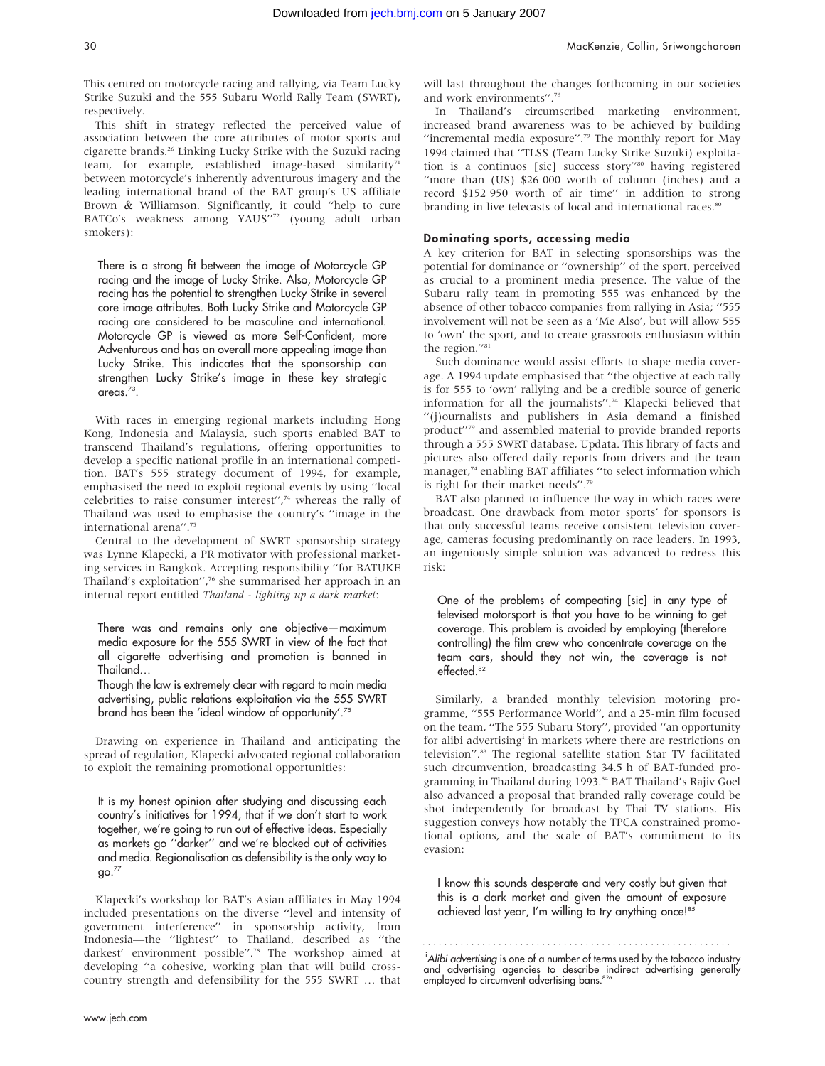This centred on motorcycle racing and rallying, via Team Lucky Strike Suzuki and the 555 Subaru World Rally Team (SWRT), respectively.

This shift in strategy reflected the perceived value of association between the core attributes of motor sports and cigarette brands.[26] Linking Lucky Strike with the Suzuki racing team, for example, established image-based similarity[71] between motorcycle's inherently adventurous imagery and the leading international brand of the BAT group's US affiliate Brown & Williamson. Significantly, it could "help to cure BATCo's weakness among YAUS"[72] (young adult urban smokers):

> There is a strong fit between the image of Motorcycle GP racing and the image of Lucky Strike. Also, Motorcycle GP racing has the potential to strengthen Lucky Strike in several core image attributes. Both Lucky Strike and Motorcycle GP racing are considered to be masculine and international. Motorcycle GP is viewed as more Self-Confident, more Adventurous and has an overall more appealing image than Lucky Strike. This indicates that the sponsorship can strengthen Lucky Strike's image in these key strategic areas.[73].

With races in emerging regional markets including Hong Kong, Indonesia and Malaysia, such sports enabled BAT to transcend Thailand's regulations, offering opportunities to develop a specific national profile in an international competition. BAT's 555 strategy document of 1994, for example, emphasised the need to exploit regional events by using "local celebrities to raise consumer interest",[74] whereas the rally of Thailand was used to emphasise the country's "image in the international arena".[75]

Central to the development of SWRT sponsorship strategy was Lynne Klapecki, a PR motivator with professional marketing services in Bangkok. Accepting responsibility "for BATUKE Thailand's exploitation",[76] she summarised her approach in an internal report entitled *Thailand - lighting up a dark market*:

> There was and remains only one objective—maximum media exposure for the 555 SWRT in view of the fact that all cigarette advertising and promotion is banned in Thailand…
>
> Though the law is extremely clear with regard to main media advertising, public relations exploitation via the 555 SWRT brand has been the 'ideal window of opportunity'.[75]

Drawing on experience in Thailand and anticipating the spread of regulation, Klapecki advocated regional collaboration to exploit the remaining promotional opportunities:

> It is my honest opinion after studying and discussing each country's initiatives for 1994, that if we don't start to work together, we're going to run out of effective ideas. Especially as markets go "darker" and we're blocked out of activities and media. Regionalisation as defensibility is the only way to go.[77]

Klapecki's workshop for BAT's Asian affiliates in May 1994 included presentations on the diverse "level and intensity of government interference" in sponsorship activity, from Indonesia—the "lightest" to Thailand, described as "the darkest' environment possible".[78] The workshop aimed at developing "a cohesive, working plan that will build cross-country strength and defensibility for the 555 SWRT … that will last throughout the changes forthcoming in our societies and work environments".[78]

In Thailand's circumscribed marketing environment, increased brand awareness was to be achieved by building "incremental media exposure".[79] The monthly report for May 1994 claimed that "TLSS (Team Lucky Strike Suzuki) exploitation is a continuos [sic] success story"[80] having registered "more than (US) $26 000 worth of column (inches) and a record $152 950 worth of air time" in addition to strong branding in live telecasts of local and international races.[80]

### Dominating sports, accessing media

A key criterion for BAT in selecting sponsorships was the potential for dominance or "ownership" of the sport, perceived as crucial to a prominent media presence. The value of the Subaru rally team in promoting 555 was enhanced by the absence of other tobacco companies from rallying in Asia; "555 involvement will not be seen as a 'Me Also', but will allow 555 to 'own' the sport, and to create grassroots enthusiasm within the region."[81]

Such dominance would assist efforts to shape media coverage. A 1994 update emphasised that "the objective at each rally is for 555 to 'own' rallying and be a credible source of generic information for all the journalists".[74] Klapecki believed that "(j)ournalists and publishers in Asia demand a finished product"[79] and assembled material to provide branded reports through a 555 SWRT database, Updata. This library of facts and pictures also offered daily reports from drivers and the team manager,[74] enabling BAT affiliates "to select information which is right for their market needs".[79]

BAT also planned to influence the way in which races were broadcast. One drawback from motor sports' for sponsors is that only successful teams receive consistent television coverage, cameras focusing predominantly on race leaders. In 1993, an ingeniously simple solution was advanced to redress this risk:

> One of the problems of compeating [sic] in any type of televised motorsport is that you have to be winning to get coverage. This problem is avoided by employing (therefore controlling) the film crew who concentrate coverage on the team cars, should they not win, the coverage is not effected.[82]

Similarly, a branded monthly television motoring programme, "555 Performance World", and a 25-min film focused on the team, "The 555 Subaru Story", provided "an opportunity for alibi advertising[i] in markets where there are restrictions on television".[83] The regional satellite station Star TV facilitated such circumvention, broadcasting 34.5 h of BAT-funded programming in Thailand during 1993.[84] BAT Thailand's Rajiv Goel also advanced a proposal that branded rally coverage could be shot independently for broadcast by Thai TV stations. His suggestion conveys how notably the TPCA constrained promotional options, and the scale of BAT's commitment to its evasion:

> I know this sounds desperate and very costly but given that this is a dark market and given the amount of exposure achieved last year, I'm willing to try anything once![85]

---

[i] *Alibi advertising* is one of a number of terms used by the tobacco industry and advertising agencies to describe indirect advertising generally employed to circumvent advertising bans.[82a]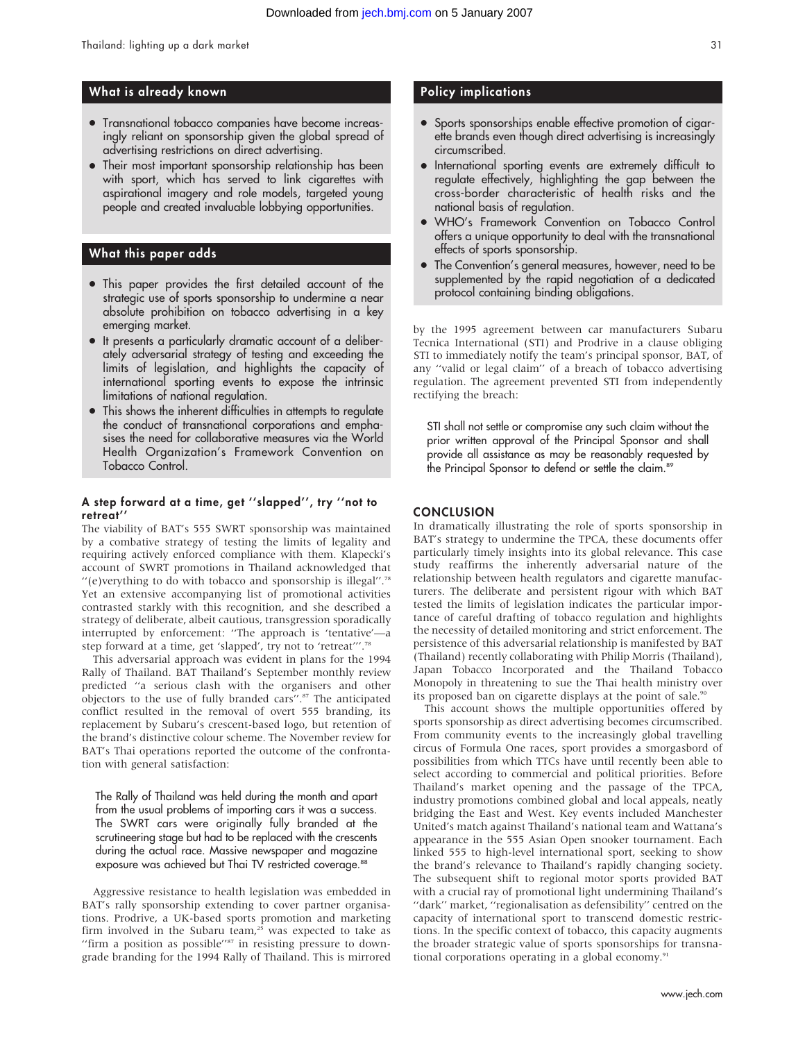## What is already known

- Transnational tobacco companies have become increasingly reliant on sponsorship given the global spread of advertising restrictions on direct advertising.
- Their most important sponsorship relationship has been with sport, which has served to link cigarettes with aspirational imagery and role models, targeted young people and created invaluable lobbying opportunities.

## What this paper adds

- This paper provides the first detailed account of the strategic use of sports sponsorship to undermine a near absolute prohibition on tobacco advertising in a key emerging market.
- It presents a particularly dramatic account of a deliberately adversarial strategy of testing and exceeding the limits of legislation, and highlights the capacity of international sporting events to expose the intrinsic limitations of national regulation.
- This shows the inherent difficulties in attempts to regulate the conduct of transnational corporations and emphasises the need for collaborative measures via the World Health Organization's Framework Convention on Tobacco Control.

### A step forward at a time, get ''slapped'', try ''not to retreat''

The viability of BAT's 555 SWRT sponsorship was maintained by a combative strategy of testing the limits of legality and requiring actively enforced compliance with them. Klapecki's account of SWRT promotions in Thailand acknowledged that ''(e)verything to do with tobacco and sponsorship is illegal''.[78] Yet an extensive accompanying list of promotional activities contrasted starkly with this recognition, and she described a strategy of deliberate, albeit cautious, transgression sporadically interrupted by enforcement: ''The approach is 'tentative'—a step forward at a time, get 'slapped', try not to 'retreat'''.[78]

This adversarial approach was evident in plans for the 1994 Rally of Thailand. BAT Thailand's September monthly review predicted ''a serious clash with the organisers and other objectors to the use of fully branded cars''.[87] The anticipated conflict resulted in the removal of overt 555 branding, its replacement by Subaru's crescent-based logo, but retention of the brand's distinctive colour scheme. The November review for BAT's Thai operations reported the outcome of the confrontation with general satisfaction:

> The Rally of Thailand was held during the month and apart from the usual problems of importing cars it was a success. The SWRT cars were originally fully branded at the scrutineering stage but had to be replaced with the crescents during the actual race. Massive newspaper and magazine exposure was achieved but Thai TV restricted coverage.[88]

Aggressive resistance to health legislation was embedded in BAT's rally sponsorship extending to cover partner organisations. Prodrive, a UK-based sports promotion and marketing firm involved in the Subaru team,[25] was expected to take as ''firm a position as possible''[87] in resisting pressure to downgrade branding for the 1994 Rally of Thailand. This is mirrored by the 1995 agreement between car manufacturers Subaru Tecnica International (STI) and Prodrive in a clause obliging STI to immediately notify the team's principal sponsor, BAT, of any ''valid or legal claim'' of a breach of tobacco advertising regulation. The agreement prevented STI from independently rectifying the breach:

> STI shall not settle or compromise any such claim without the prior written approval of the Principal Sponsor and shall provide all assistance as may be reasonably requested by the Principal Sponsor to defend or settle the claim.[89]

## Policy implications

- Sports sponsorships enable effective promotion of cigarette brands even though direct advertising is increasingly circumscribed.
- International sporting events are extremely difficult to regulate effectively, highlighting the gap between the cross-border characteristic of health risks and the national basis of regulation.
- WHO's Framework Convention on Tobacco Control offers a unique opportunity to deal with the transnational effects of sports sponsorship.
- The Convention's general measures, however, need to be supplemented by the rapid negotiation of a dedicated protocol containing binding obligations.

## CONCLUSION

In dramatically illustrating the role of sports sponsorship in BAT's strategy to undermine the TPCA, these documents offer particularly timely insights into its global relevance. This case study reaffirms the inherently adversarial nature of the relationship between health regulators and cigarette manufacturers. The deliberate and persistent rigour with which BAT tested the limits of legislation indicates the particular importance of careful drafting of tobacco regulation and highlights the necessity of detailed monitoring and strict enforcement. The persistence of this adversarial relationship is manifested by BAT (Thailand) recently collaborating with Philip Morris (Thailand), Japan Tobacco Incorporated and the Thailand Tobacco Monopoly in threatening to sue the Thai health ministry over its proposed ban on cigarette displays at the point of sale.[90]

This account shows the multiple opportunities offered by sports sponsorship as direct advertising becomes circumscribed. From community events to the increasingly global travelling circus of Formula One races, sport provides a smorgasbord of possibilities from which TTCs have until recently been able to select according to commercial and political priorities. Before Thailand's market opening and the passage of the TPCA, industry promotions combined global and local appeals, neatly bridging the East and West. Key events included Manchester United's match against Thailand's national team and Wattana's appearance in the 555 Asian Open snooker tournament. Each linked 555 to high-level international sport, seeking to show the brand's relevance to Thailand's rapidly changing society. The subsequent shift to regional motor sports provided BAT with a crucial ray of promotional light undermining Thailand's ''dark'' market, ''regionalisation as defensibility'' centred on the capacity of international sport to transcend domestic restrictions. In the specific context of tobacco, this capacity augments the broader strategic value of sports sponsorships for transnational corporations operating in a global economy.[91]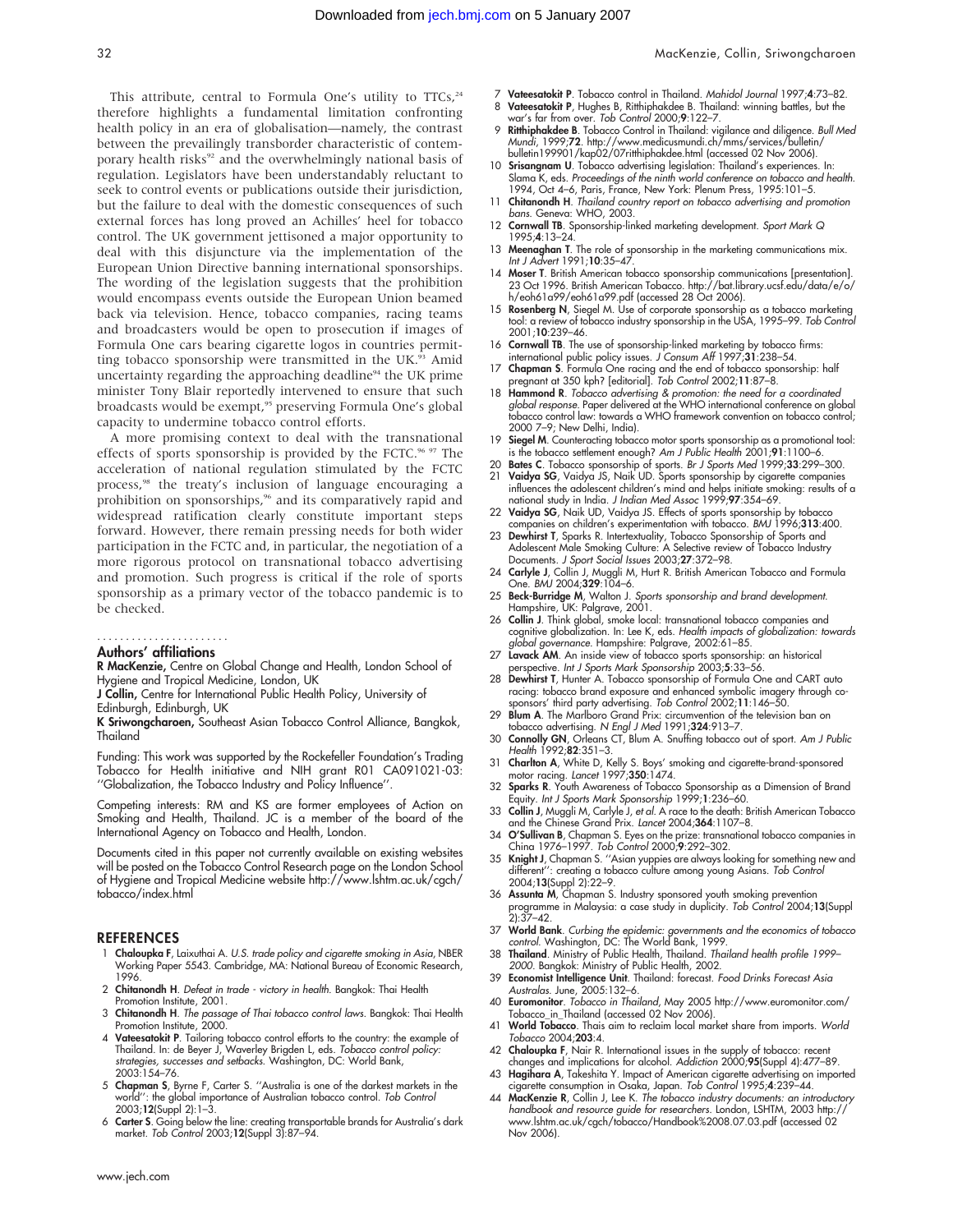This attribute, central to Formula One's utility to TTCs,[24] therefore highlights a fundamental limitation confronting health policy in an era of globalisation—namely, the contrast between the prevailingly transborder characteristic of contemporary health risks[92] and the overwhelmingly national basis of regulation. Legislators have been understandably reluctant to seek to control events or publications outside their jurisdiction, but the failure to deal with the domestic consequences of such external forces has long proved an Achilles' heel for tobacco control. The UK government jettisoned a major opportunity to deal with this disjuncture via the implementation of the European Union Directive banning international sponsorships. The wording of the legislation suggests that the prohibition would encompass events outside the European Union beamed back via television. Hence, tobacco companies, racing teams and broadcasters would be open to prosecution if images of Formula One cars bearing cigarette logos in countries permitting tobacco sponsorship were transmitted in the UK.[93] Amid uncertainty regarding the approaching deadline[94] the UK prime minister Tony Blair reportedly intervened to ensure that such broadcasts would be exempt,[95] preserving Formula One's global capacity to undermine tobacco control efforts.

A more promising context to deal with the transnational effects of sports sponsorship is provided by the FCTC.[96 97] The acceleration of national regulation stimulated by the FCTC process,[98] the treaty's inclusion of language encouraging a prohibition on sponsorships,[96] and its comparatively rapid and widespread ratification clearly constitute important steps forward. However, there remain pressing needs for both wider participation in the FCTC and, in particular, the negotiation of a more rigorous protocol on transnational tobacco advertising and promotion. Such progress is critical if the role of sports sponsorship as a primary vector of the tobacco pandemic is to be checked.

## Authors' affiliations

**R MacKenzie,** Centre on Global Change and Health, London School of Hygiene and Tropical Medicine, London, UK

**J Collin,** Centre for International Public Health Policy, University of Edinburgh, Edinburgh, UK

**K Sriwongcharoen,** Southeast Asian Tobacco Control Alliance, Bangkok, Thailand

Funding: This work was supported by the Rockefeller Foundation's Trading Tobacco for Health initiative and NIH grant R01 CA091021-03: "Globalization, the Tobacco Industry and Policy Influence".

Competing interests: RM and KS are former employees of Action on Smoking and Health, Thailand. JC is a member of the board of the International Agency on Tobacco and Health, London.

Documents cited in this paper not currently available on existing websites will be posted on the Tobacco Control Research page on the London School of Hygiene and Tropical Medicine website http://www.lshtm.ac.uk/cgch/tobacco/index.html

## REFERENCES

1. **Chaloupka F**, Laixuthai A. *U.S. trade policy and cigarette smoking in Asia*, NBER Working Paper 5543. Cambridge, MA: National Bureau of Economic Research, 1996.
2. **Chitanondh H**. *Defeat in trade - victory in health*. Bangkok: Thai Health Promotion Institute, 2001.
3. **Chitanondh H**. *The passage of Thai tobacco control laws*. Bangkok: Thai Health Promotion Institute, 2000.
4. **Vateesatokit P**. Tailoring tobacco control efforts to the country: the example of Thailand. In: de Beyer J, Waverley Brigden L, eds. *Tobacco control policy: strategies, successes and setbacks*. Washington, DC: World Bank, 2003:154–76.
5. **Chapman S**, Byrne F, Carter S. "Australia is one of the darkest markets in the world": the global importance of Australian tobacco control. *Tob Control* 2003;**12**(Suppl 2):1–3.
6. **Carter S**. Going below the line: creating transportable brands for Australia's dark market. *Tob Control* 2003;**12**(Suppl 3):87–94.
7. **Vateesatokit P**. Tobacco control in Thailand. *Mahidol Journal* 1997;**4**:73–82.
8. **Vateesatokit P**, Hughes B, Ritthiphakdee B. Thailand: winning battles, but the war's far from over. *Tob Control* 2000;**9**:122–7.
9. **Ritthiphakdee B**. Tobacco Control in Thailand: vigilance and diligence. *Bull Med Mundi*, 1999;**72**. http://www.medicusmundi.ch/mms/services/bulletin/bulletin199901/kap02/07ritthiphakdee.html (accessed 02 Nov 2006).
10. **Srisangnam U**. Tobacco advertising legislation: Thailand's experiences. In: Slama K, eds. *Proceedings of the ninth world conference on tobacco and health*. 1994, Oct 4–6, Paris, France, New York: Plenum Press, 1995:101–5.
11. **Chitanondh H**. *Thailand country report on tobacco advertising and promotion bans*. Geneva: WHO, 2003.
12. **Cornwall TB**. Sponsorship-linked marketing development. *Sport Mark Q* 1995;**4**:13–24.
13. **Meenaghan T**. The role of sponsorship in the marketing communications mix. *Int J Advert* 1991;**10**:35–47.
14. **Moser T**. British American tobacco sponsorship communications [presentation]. 23 Oct 1996. British American Tobacco. http://bat.library.ucsf.edu/data/e/o/h/eoh61a99/eoh61a99.pdf (accessed 28 Oct 2006).
15. **Rosenberg N**, Siegel M. Use of corporate sponsorship as a tobacco marketing tool: a review of tobacco industry sponsorship in the USA, 1995–99. *Tob Control* 2001;**10**:239–46.
16. **Cornwall TB**. The use of sponsorship-linked marketing by tobacco firms: international public policy issues. *J Consum Aff* 1997;**31**:238–54.
17. **Chapman S**. Formula One racing and the end of tobacco sponsorship: half pregnant at 350 kph? [editorial]. *Tob Control* 2002;**11**:87–8.
18. **Hammond R**. *Tobacco advertising & promotion: the need for a coordinated global response*. Paper delivered at the WHO international conference on global tobacco control law: towards a WHO framework convention on tobacco control; 2000 7–9; New Delhi, India).
19. **Siegel M**. Counteracting tobacco motor sports sponsorship as a promotional tool: is the tobacco settlement enough? *Am J Public Health* 2001;**91**:1100–6.
20. **Bates C**. Tobacco sponsorship of sports. *Br J Sports Med* 1999;**33**:299–300.
21. **Vaidya SG**, Vaidya JS, Naik UD. Sports sponsorship by cigarette companies influences the adolescent children's mind and helps initiate smoking: results of a national study in India. *J Indian Med Assoc* 1999;**97**:354–69.
22. **Vaidya SG**, Naik UD, Vaidya JS. Effects of sports sponsorship by tobacco companies on children's experimentation with tobacco. *BMJ* 1996;**313**:400.
23. **Dewhirst T**, Sparks R. Intertextuality, Tobacco Sponsorship of Sports and Adolescent Male Smoking Culture: A Selective review of Tobacco Industry Documents. *J Sport Social Issues* 2003;**27**:372–98.
24. **Carlyle J**, Collin J, Muggli M, Hurt R. British American Tobacco and Formula One. *BMJ* 2004;**329**:104–6.
25. **Beck-Burridge M**, Walton J. *Sports sponsorship and brand development*. Hampshire, UK: Palgrave, 2001.
26. **Collin J**. Think global, smoke local: transnational tobacco companies and cognitive globalization. In: Lee K, eds. *Health impacts of globalization: towards global governance*. Hampshire: Palgrave, 2002:61–85.
27. **Lavack AM**. An inside view of tobacco sports sponsorship: an historical perspective. *Int J Sports Mark Sponsorship* 2003;**5**:33–56.
28. **Dewhirst T**, Hunter A. Tobacco sponsorship of Formula One and CART auto racing: tobacco brand exposure and enhanced symbolic imagery through co-sponsors' third party advertising. *Tob Control* 2002;**11**:146–50.
29. **Blum A**. The Marlboro Grand Prix: circumvention of the television ban on tobacco advertising. *N Engl J Med* 1991;**324**:913–7.
30. **Connolly GN**, Orleans CT, Blum A. Snuffing tobacco out of sport. *Am J Public Health* 1992;**82**:351–3.
31. **Charlton A**, White D, Kelly S. Boys' smoking and cigarette-brand-sponsored motor racing. *Lancet* 1997;**350**:1474.
32. **Sparks R**. Youth Awareness of Tobacco Sponsorship as a Dimension of Brand Equity. *Int J Sports Mark Sponsorship* 1999;**1**:236–60.
33. **Collin J**, Muggli M, Carlyle J, *et al*. A race to the death: British American Tobacco and the Chinese Grand Prix. *Lancet* 2004;**364**:1107–8.
34. **O'Sullivan B**, Chapman S. Eyes on the prize: transnational tobacco companies in China 1976–1997. *Tob Control* 2000;**9**:292–302.
35. **Knight J**, Chapman S. "Asian yuppies are always looking for something new and different": creating a tobacco culture among young Asians. *Tob Control* 2004;**13**(Suppl 2):22–9.
36. **Assunta M**, Chapman S. Industry sponsored youth smoking prevention programme in Malaysia: a case study in duplicity. *Tob Control* 2004;**13**(Suppl 2):37–42.
37. **World Bank**. *Curbing the epidemic: governments and the economics of tobacco control*. Washington, DC: The World Bank, 1999.
38. **Thailand**. Ministry of Public Health, Thailand. *Thailand health profile 1999–2000*. Bangkok: Ministry of Public Health, 2002.
39. **Economist Intelligence Unit**. Thailand: forecast. *Food Drinks Forecast Asia Australas*. June, 2005:132–6.
40. **Euromonitor**. *Tobacco in Thailand*, May 2005 http://www.euromonitor.com/Tobacco_in_Thailand (accessed 02 Nov 2006).
41. **World Tobacco**. Thais aim to reclaim local market share from imports. *World Tobacco* 2004;**203**:4.
42. **Chaloupka F**, Nair R. International issues in the supply of tobacco: recent changes and implications for alcohol. *Addiction* 2000;**95**(Suppl 4):477–89.
43. **Hagihara A**, Takeshita Y. Impact of American cigarette advertising on imported cigarette consumption in Osaka, Japan. *Tob Control* 1995;**4**:239–44.
44. **MacKenzie R**, Collin J, Lee K. *The tobacco industry documents: an introductory handbook and resource guide for researchers*. London, LSHTM, 2003 http://www.lshtm.ac.uk/cgch/tobacco/Handbook%2008.07.03.pdf (accessed 02 Nov 2006).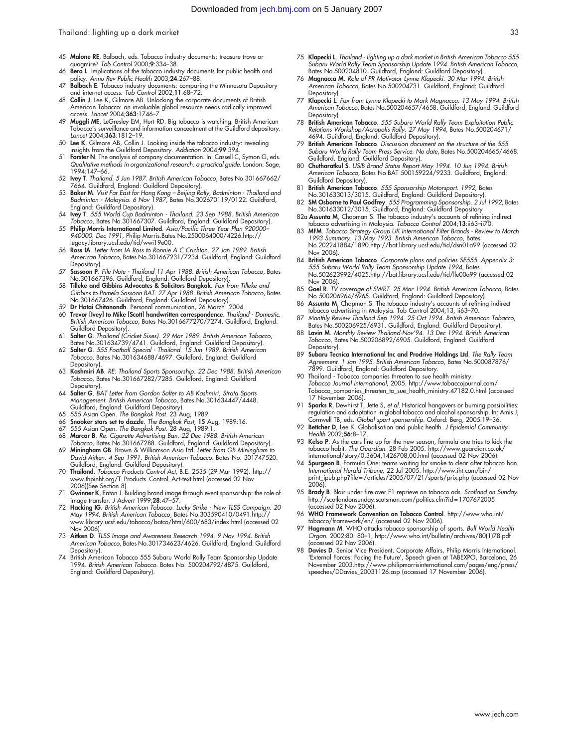45 **Malone RE**, Balbach, eds. Tobacco industry documents: treasure trove or quagmire? *Tob Control* 2000;**9**:334–38.

46 **Bero L**. Implications of the tobacco industry documents for public health and policy. *Annu Rev Public Health* 2003;**24**:267–88.

47 **Balbach E**. Tobacco industry documents: comparing the Minnesota Depository and internet access. *Tob Control* 2002;**11**:68–72.

48 **Collin J**, Lee K, Gilmore AB. Unlocking the corporate documents of British American Tobacco: an invaluable global resource needs radically improved access. *Lancet* 2004;**363**:1746–7.

49 **Muggli ME**, LeGresley EM, Hurt RD. Big tobacco is watching: British American Tobacco's surveillance and information concealment at the Guildford depository. *Lancet* 2004;**363**:1812–19.

50 **Lee K**, Gilmore AB, Collin J. Looking inside the tobacco industry: revealing insights from the Guildford Depository. *Addiction* 2004;**99**:394.

51 **Forster N**. The analysis of company documentation. In: Cassell C, Symon G, eds. *Qualitative methods in organizational research: a practical guide*. London: Sage, 1994:147–66.

52 **Ivey T**. *Thailand. 5 Jun 1987. British American Tobacco*, Bates No.301667662/7664. Guildford, England: Guildford Depository).

53 **Baker M**. *Visit Far East for Hong Kong – Beijing Rally, Badminton - Thailand and Badminton - Malaysia. 6 Nov 1987*, Bates No.302670119/0122. Guildford, England: Guildford Depository).

54 **Ivey T**. *555 World Cup Badminton - Thailand. 23 Sep 1988. British American Tobacco*, Bates No.301667307. Guildford, England: Guildford Depository).

55 **Philip Morris International Limited**. *Asia/Pacific Three Year Plan 920000–940000. Dec 1991*, Philip Morris.Bates No.2500064000/4226.http://legacy.library.ucsf.edu/tid/wwi19e00.

56 **Ross IA**. *Letter from IA Ross to Ronnie A C Crichton. 27 Jan 1989. British American Tobacco*, Bates No.301667231/7234. Guildford, England: Guildford Depository).

57 **Sassoon P**. *File Note - Thailand 11 Apr 1988. British American Tobacco*, Bates No.301667396. Guildford, England: Guildford Depository).

58 **Tilleke and Gibbins Advocates & Solicitors Bangkok**. *Fax from Tilleke and Gibbins to Pamela Sassoon BAT. 27 Apr 1988. British American Tobacco*, Bates No.301667426. Guildford, England: Guildford Depository).

59 **Dr Hatai Chitanondh**. Personal communication, 26 March 2004.

60 **Trevor [Ivey] to Mike [Scott] handwritten correspondence**. *Thailand - Domestic. British American Tobacco*, Bates No.3016677270/7274. Guildford, England: Guildford Depository).

61 **Salter G**. *Thailand (Cricket Sixes). 29 Mar 1989. British American Tobacco*, Bates No.301634739/4741. Guildford, England: Guildford Depository).

62 **Salter G**. *555 Football Special - Thailand. 15 Jun 1989. British American Tobacco*, Bates No.301634688/4697. Guildford, England: Guildford Depository).

63 **Kashmiri AB**. *RE: Thailand Sports Sponsorship. 22 Dec 1988. British American Tobacco*, Bates No.301667282/7285. Guildford, England: Guildford Depository).

64 **Salter G**. *BAT Letter from Gordon Salter to AB Kashmiri, Strata Sports Management. British American Tobacco*, Bates No.301634447/4448. Guildford, England: Guildford Depository).

65 555 Asian Open. *The Bangkok Post*. 23 Aug, 1989.

66 **Snooker stars set to dazzle**. *The Bangkok Post*, **15** Aug, 1989:16.

67 555 Asian Open. *The Bangkok Post*. 28 Aug, 1989:1.

68 **Marcar B**. *Re: Cigarette Advertising Ban. 22 Dec 1988. British American Tobacco*, Bates No.301667288. Guildford, England: Guildford Depository).

69 **Miningham GB**. Brown & Williamson Asia Ltd. *Letter from GB Miningham to David Aitken. 4 Sep 1991. British American Tobacco*. Bates No. 301747520. Guildford, England: Guildford Depository).

70 **Thailand**. *Tobacco Products Control Act*, B.E. 2535 (29 Mar 1992). http://www.thpinhf.org/T_Products_Control_Act-text.html (accessed 02 Nov 2006)(See Section 8).

71 **Gwinner K**, Eaton J. Building brand image through event sponsorship: the role of image transfer. *J Advert* 1999;**28**:47–57.

72 **Hacking IG**. *British American Tobacco. Lucky Strike - New TLSS Campaign. 20 May 1994. British American Tobacco*, Bates No.303590410/0491.http://www.library.ucsf.edu/tobacco/batco/html/600/683/index.html (accessed 02 Nov 2006).

73 **Aitken D**. *TLSS Image and Awareness Research 1994. 9 Nov 1994. British American Tobacco*, Bates No.301734623/4626. Guildford, England: Guildford Depository).

74 British American Tobacco 555 Subaru World Rally Team Sponsorship Update 1994. *British American Tobacco*. Bates No. 500204792/4875. Guildford, England: Guildford Depository).

75 **Klapecki L**. *Thailand - lighting up a dark market in British American Tobacco 555 Subaru World Rally Team Sponsorship Update 1994. British American Tobacco*, Bates No.500204810. Guildford, England: Guildford Depository).

76 **Magnacca M**. *Role of PR Motivator Lynne Klapecki. 30 Mar 1994. British American Tobacco*, Bates No.500204731. Guildford, England: Guildford Depository).

77 **Klapecki L**. *Fax from Lynne Klapecki to Mark Magnacca. 13 May 1994. British American Tobacco*, Bates No.500204657/4658. Guildford, England: Guildford Depository).

78 **British American Tobacco**. *555 Subaru World Rally Team Exploitation Public Relations Workshop/Acropolis Rally. 27 May 1994*, Bates No.500204671/4694. Guildford, England: Guildford Depository).

79 **British American Tobacco**. *Discussion document on the structure of the 555 Subaru World Rally Team Press Service. No date*, Bates No.500204665/4668. Guildford, England: Guildford Depository).

80 **Chutharatkul S**. *USIB Brand Status Report May 1994. 10 Jun 1994. British American Tobacco*, Bates No.BAT 500159224/9233. Guildford, England: Guildford Depository).

81 **British American Tobacco**. *555 Sponsorship Motorsport. 1992*, Bates No.301633013/3015. Guildford, England: Guildford Depository).

82 **SM Osborne to Paul Godfrey**. *555 Programming Sponsorship. 2 Jul 1992*, Bates No.301633012/3015. Guildford, England: Guildford Depository

82a **Assunta M**, Chapman S. The tobacco industry's accounts of refining indirect tobacco advertising in Malaysia. *Tobacco Control* 2004;**13**:ii63–ii70.

83 **MFM**. *Tobacco Strategy Group UK International Filter Brands - Review to March 1993 Summary. 13 May 1993. British American Tobacco*, Bates No.202241884/1890.http://bat.library.ucsf.edu/tid/dsn01a99 (accessed 02 Nov 2006).

84 **British American Tobacco**. *Corporate plans and policies SE555. Appendix 3: 555 Subaru World Rally Team Sponsorship Update 1994*, Bates No.502623992/4025.http://bat.library.ucsf.edu/tid/lle00a99 (accessed 02 Nov 2006).

85 **Goel R**. *TV coverage of SWRT. 25 Mar 1994. British American Tobacco*, Bates No 500206964/6965. Guildford, England: Guildford Depository).

86 **Assunta M**, Chapman S. The tobacco industry's accounts of refining indirect tobacco advertising in Malaysia. Tob Control 2004;13, ii63–70.

87 *Monthly Review Thailand Sep 1994. 25 Oct 1994. British American Tobacco*, Bates No.500206925/6931. Guildford, England: Guildford Depository).

88 **Lavin M**. *Monthly Review Thailand-Nov'94. 13 Dec 1994. British American Tobacco*, Bates No.500206892/6905. Guildford, England: Guildford Depository).

89 **Subaru Tecnica International Inc and Prodrive Holdings Ltd**. *The Rally Team Agreement. 1 Jan 1995. British American Tobacco*, Bates No.500087876/7899. Guildford, England: Guildford Depository.

90 Thailand - Tobacco companies threaten to sue health ministry. *Tobacco Journal International*, 2005. http://www.tobaccojournal.com/Tobacco_companies_threaten_to_sue_health_ministry.47182.0.html (accessed 17 November 2006).

91 **Sparks R**, Dewhirst T, Jette S, *et al*. Historical hangovers or burning possibilities: regulation and adaptation in global tobacco and alcohol sponsorship. In: Amis J, Cornwell TB, eds. *Global sport sponsorship*. Oxford: Berg, 2005:19–36.

92 **Bettcher D**, Lee K. Globalisation and public health. *J Epidemiol Community Health* 2002;**56**:8–17.

93 **Kelso P**. As the cars line up for the new season, formula one tries to kick the tobacco habit. *The Guardian*. 28 Feb 2005. http://www.guardian.co.uk/international/story/0,3604,1426708,00.html (accessed 02 Nov 2006).

94 **Spurgeon B**. Formula One: teams waiting for smoke to clear after tobacco ban. *International Herald Tribune*. 22 Jul 2005. http://www.iht.com/bin/print_ipub.php?file=/articles/2005/07/21/sports/prix.php (accessed 02 Nov 2006).

95 **Brady B**. Blair under fire over F1 reprieve on tobacco ads. *Scotland on Sunday*. http://scotlandonsunday.scotsman.com/politics.cfm?id=1707672005 (accessed 02 Nov 2006).

96 **WHO Framework Convention on Tobacco Control**. http://www.who.int/tobacco/framework/en/ (accessed 02 Nov 2006).

97 **Hagmann M**. WHO attacks tobacco sponsorship of sports. *Bull World Health Organ*. 2002;80: 80–1, http://www.who.int/bulletin/archives/80(1)78.pdf (accessed 02 Nov 2006).

98 **Davies D**. Senior Vice President, Corporate Affairs, Philip Morris International. 'External Forces: Facing the Future', Speech given at TABEXPO, Barcelona, 26 November 2003.http://www.philipmorrisinternational.com/pages/eng/press/speeches/DDavies_20031126.asp (accessed 17 November 2006).